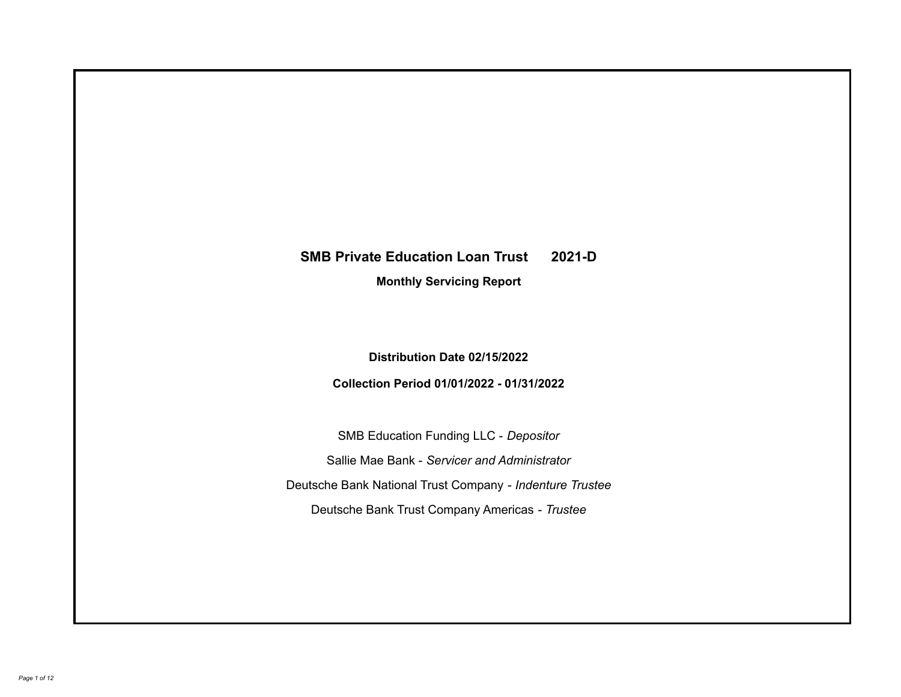# SMB Private Education Loan Trust 2021-D

## Monthly Servicing Report

**Distribution Date 02/15/2022**

**Collection Period 01/01/2022 - 01/31/2022**

SMB Education Funding LLC - *Depositor*

Sallie Mae Bank - *Servicer and Administrator*

Deutsche Bank National Trust Company - *Indenture Trustee*

Deutsche Bank Trust Company Americas - *Trustee*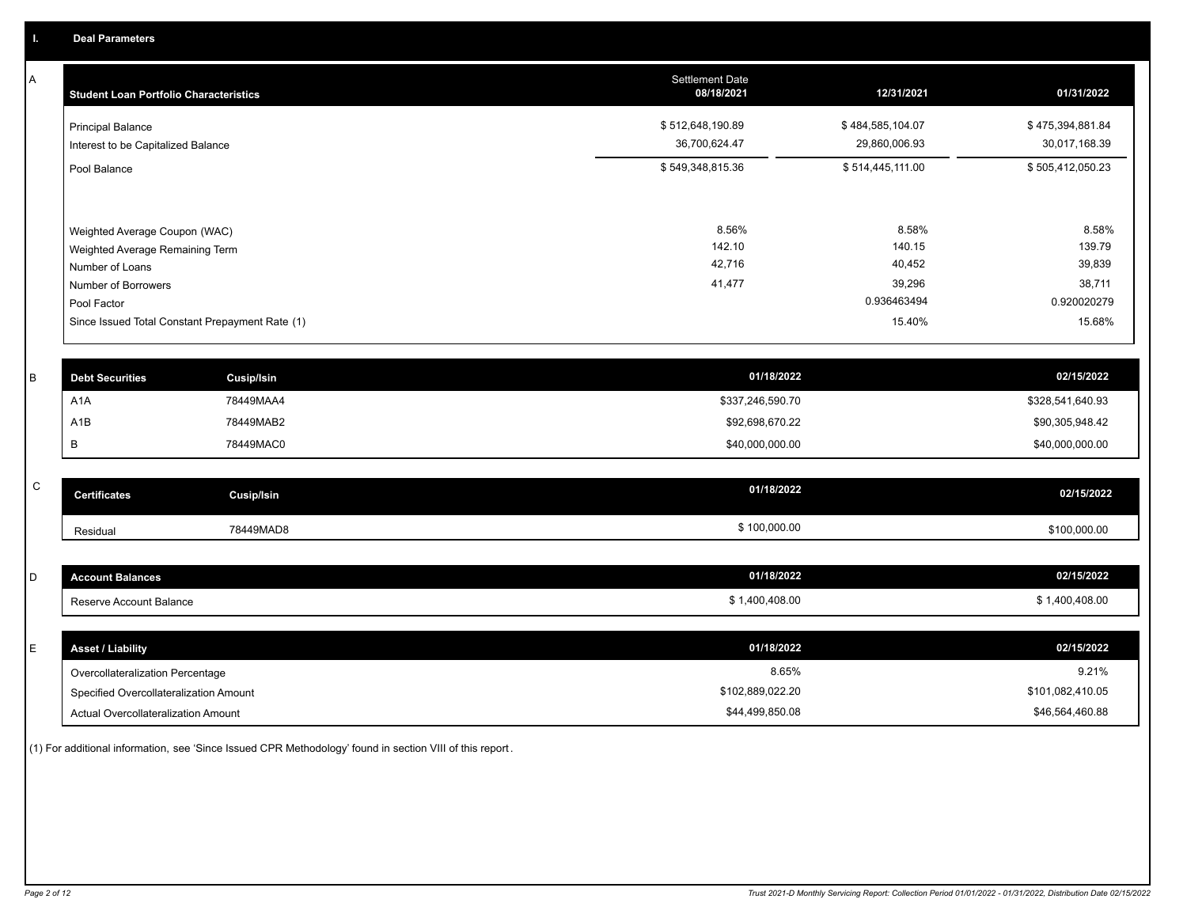## I. Deal Parameters

### A

| Student Loan Portfolio Characteristics | Settlement Date 08/18/2021 | 12/31/2021 | 01/31/2022 |
|---|---|---|---|
| Principal Balance | $ 512,648,190.89 | $ 484,585,104.07 | $ 475,394,881.84 |
| Interest to be Capitalized Balance | 36,700,624.47 | 29,860,006.93 | 30,017,168.39 |
| Pool Balance | $ 549,348,815.36 | $ 514,445,111.00 | $ 505,412,050.23 |
| Weighted Average Coupon (WAC) | 8.56% | 8.58% | 8.58% |
| Weighted Average Remaining Term | 142.10 | 140.15 | 139.79 |
| Number of Loans | 42,716 | 40,452 | 39,839 |
| Number of Borrowers | 41,477 | 39,296 | 38,711 |
| Pool Factor | | 0.936463494 | 0.920020279 |
| Since Issued Total Constant Prepayment Rate (1) | | 15.40% | 15.68% |

### B

| Debt Securities | Cusip/Isin | 01/18/2022 | 02/15/2022 |
|---|---|---|---|
| A1A | 78449MAA4 | $337,246,590.70 | $328,541,640.93 |
| A1B | 78449MAB2 | $92,698,670.22 | $90,305,948.42 |
| B | 78449MAC0 | $40,000,000.00 | $40,000,000.00 |

### C

| Certificates | Cusip/Isin | 01/18/2022 | 02/15/2022 |
|---|---|---|---|
| Residual | 78449MAD8 | $ 100,000.00 | $100,000.00 |

### D

| Account Balances | 01/18/2022 | 02/15/2022 |
|---|---|---|
| Reserve Account Balance | $ 1,400,408.00 | $ 1,400,408.00 |

### E

| Asset / Liability | 01/18/2022 | 02/15/2022 |
|---|---|---|
| Overcollateralization Percentage | 8.65% | 9.21% |
| Specified Overcollateralization Amount | $102,889,022.20 | $101,082,410.05 |
| Actual Overcollateralization Amount | $44,499,850.08 | $46,564,460.88 |

(1) For additional information, see 'Since Issued CPR Methodology' found in section VIII of this report.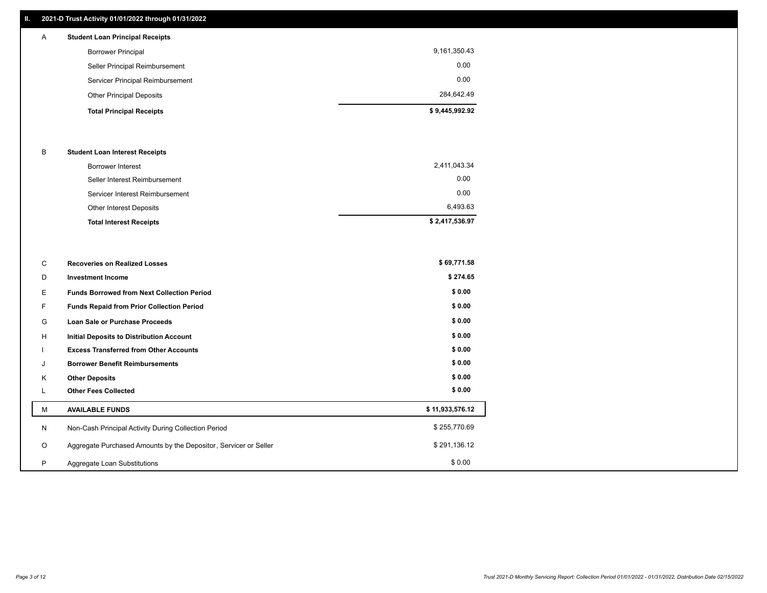## II. 2021-D Trust Activity 01/01/2022 through 01/31/2022

| | | |
|---|---|---|
| A | **Student Loan Principal Receipts** | |
| | Borrower Principal | 9,161,350.43 |
| | Seller Principal Reimbursement | 0.00 |
| | Servicer Principal Reimbursement | 0.00 |
| | Other Principal Deposits | 284,642.49 |
| | **Total Principal Receipts** | **$ 9,445,992.92** |
| B | **Student Loan Interest Receipts** | |
| | Borrower Interest | 2,411,043.34 |
| | Seller Interest Reimbursement | 0.00 |
| | Servicer Interest Reimbursement | 0.00 |
| | Other Interest Deposits | 6,493.63 |
| | **Total Interest Receipts** | **$ 2,417,536.97** |
| C | **Recoveries on Realized Losses** | **$ 69,771.58** |
| D | **Investment Income** | **$ 274.65** |
| E | **Funds Borrowed from Next Collection Period** | **$ 0.00** |
| F | **Funds Repaid from Prior Collection Period** | **$ 0.00** |
| G | **Loan Sale or Purchase Proceeds** | **$ 0.00** |
| H | **Initial Deposits to Distribution Account** | **$ 0.00** |
| I | **Excess Transferred from Other Accounts** | **$ 0.00** |
| J | **Borrower Benefit Reimbursements** | **$ 0.00** |
| K | **Other Deposits** | **$ 0.00** |
| L | **Other Fees Collected** | **$ 0.00** |
| M | **AVAILABLE FUNDS** | **$ 11,933,576.12** |
| N | Non-Cash Principal Activity During Collection Period | $ 255,770.69 |
| O | Aggregate Purchased Amounts by the Depositor, Servicer or Seller | $ 291,136.12 |
| P | Aggregate Loan Substitutions | $ 0.00 |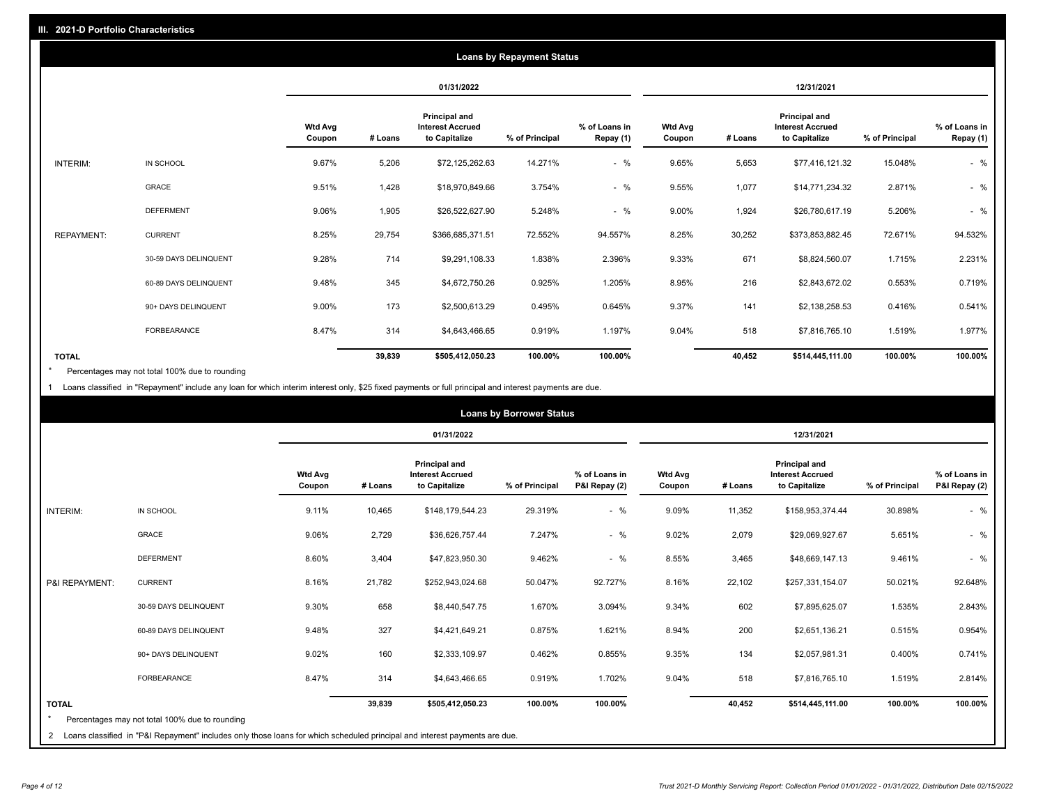## III. 2021-D Portfolio Characteristics

### Loans by Repayment Status

| | | 01/31/2022 | | | | | 12/31/2021 | | | | |
|---|---|---|---|---|---|---|---|---|---|---|---|
| | | Wtd Avg Coupon | # Loans | Principal and Interest Accrued to Capitalize | % of Principal | % of Loans in Repay (1) | Wtd Avg Coupon | # Loans | Principal and Interest Accrued to Capitalize | % of Principal | % of Loans in Repay (1) |
| INTERIM: | IN SCHOOL | 9.67% | 5,206 | $72,125,262.63 | 14.271% | - % | 9.65% | 5,653 | $77,416,121.32 | 15.048% | - % |
| | GRACE | 9.51% | 1,428 | $18,970,849.66 | 3.754% | - % | 9.55% | 1,077 | $14,771,234.32 | 2.871% | - % |
| | DEFERMENT | 9.06% | 1,905 | $26,522,627.90 | 5.248% | - % | 9.00% | 1,924 | $26,780,617.19 | 5.206% | - % |
| REPAYMENT: | CURRENT | 8.25% | 29,754 | $366,685,371.51 | 72.552% | 94.557% | 8.25% | 30,252 | $373,853,882.45 | 72.671% | 94.532% |
| | 30-59 DAYS DELINQUENT | 9.28% | 714 | $9,291,108.33 | 1.838% | 2.396% | 9.33% | 671 | $8,824,560.07 | 1.715% | 2.231% |
| | 60-89 DAYS DELINQUENT | 9.48% | 345 | $4,672,750.26 | 0.925% | 1.205% | 8.95% | 216 | $2,843,672.02 | 0.553% | 0.719% |
| | 90+ DAYS DELINQUENT | 9.00% | 173 | $2,500,613.29 | 0.495% | 0.645% | 9.37% | 141 | $2,138,258.53 | 0.416% | 0.541% |
| | FORBEARANCE | 8.47% | 314 | $4,643,466.65 | 0.919% | 1.197% | 9.04% | 518 | $7,816,765.10 | 1.519% | 1.977% |
| TOTAL | | | 39,839 | $505,412,050.23 | 100.00% | 100.00% | | 40,452 | $514,445,111.00 | 100.00% | 100.00% |

\* Percentages may not total 100% due to rounding

1 Loans classified in "Repayment" include any loan for which interim interest only, $25 fixed payments or full principal and interest payments are due.

### Loans by Borrower Status

| | | 01/31/2022 | | | | | 12/31/2021 | | | | |
|---|---|---|---|---|---|---|---|---|---|---|---|
| | | Wtd Avg Coupon | # Loans | Principal and Interest Accrued to Capitalize | % of Principal | % of Loans in P&I Repay (2) | Wtd Avg Coupon | # Loans | Principal and Interest Accrued to Capitalize | % of Principal | % of Loans in P&I Repay (2) |
| INTERIM: | IN SCHOOL | 9.11% | 10,465 | $148,179,544.23 | 29.319% | - % | 9.09% | 11,352 | $158,953,374.44 | 30.898% | - % |
| | GRACE | 9.06% | 2,729 | $36,626,757.44 | 7.247% | - % | 9.02% | 2,079 | $29,069,927.67 | 5.651% | - % |
| | DEFERMENT | 8.60% | 3,404 | $47,823,950.30 | 9.462% | - % | 8.55% | 3,465 | $48,669,147.13 | 9.461% | - % |
| P&I REPAYMENT: | CURRENT | 8.16% | 21,782 | $252,943,024.68 | 50.047% | 92.727% | 8.16% | 22,102 | $257,331,154.07 | 50.021% | 92.648% |
| | 30-59 DAYS DELINQUENT | 9.30% | 658 | $8,440,547.75 | 1.670% | 3.094% | 9.34% | 602 | $7,895,625.07 | 1.535% | 2.843% |
| | 60-89 DAYS DELINQUENT | 9.48% | 327 | $4,421,649.21 | 0.875% | 1.621% | 8.94% | 200 | $2,651,136.21 | 0.515% | 0.954% |
| | 90+ DAYS DELINQUENT | 9.02% | 160 | $2,333,109.97 | 0.462% | 0.855% | 9.35% | 134 | $2,057,981.31 | 0.400% | 0.741% |
| | FORBEARANCE | 8.47% | 314 | $4,643,466.65 | 0.919% | 1.702% | 9.04% | 518 | $7,816,765.10 | 1.519% | 2.814% |
| TOTAL | | | 39,839 | $505,412,050.23 | 100.00% | 100.00% | | 40,452 | $514,445,111.00 | 100.00% | 100.00% |

\* Percentages may not total 100% due to rounding

2 Loans classified in "P&I Repayment" includes only those loans for which scheduled principal and interest payments are due.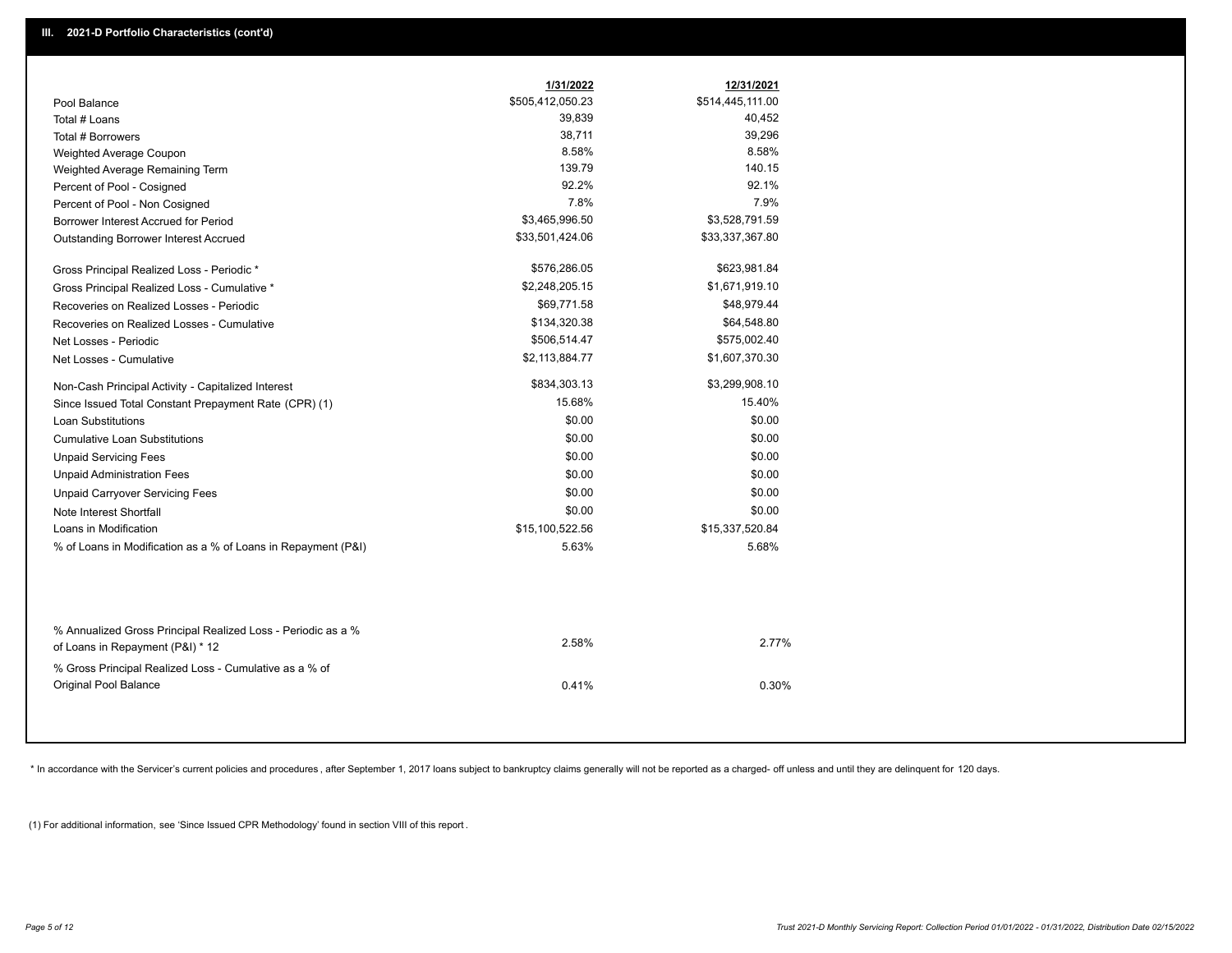## III. 2021-D Portfolio Characteristics (cont'd)

| | 1/31/2022 | 12/31/2021 |
|---|---|---|
| Pool Balance | $505,412,050.23 | $514,445,111.00 |
| Total # Loans | 39,839 | 40,452 |
| Total # Borrowers | 38,711 | 39,296 |
| Weighted Average Coupon | 8.58% | 8.58% |
| Weighted Average Remaining Term | 139.79 | 140.15 |
| Percent of Pool - Cosigned | 92.2% | 92.1% |
| Percent of Pool - Non Cosigned | 7.8% | 7.9% |
| Borrower Interest Accrued for Period | $3,465,996.50 | $3,528,791.59 |
| Outstanding Borrower Interest Accrued | $33,501,424.06 | $33,337,367.80 |
| Gross Principal Realized Loss - Periodic * | $576,286.05 | $623,981.84 |
| Gross Principal Realized Loss - Cumulative * | $2,248,205.15 | $1,671,919.10 |
| Recoveries on Realized Losses - Periodic | $69,771.58 | $48,979.44 |
| Recoveries on Realized Losses - Cumulative | $134,320.38 | $64,548.80 |
| Net Losses - Periodic | $506,514.47 | $575,002.40 |
| Net Losses - Cumulative | $2,113,884.77 | $1,607,370.30 |
| Non-Cash Principal Activity - Capitalized Interest | $834,303.13 | $3,299,908.10 |
| Since Issued Total Constant Prepayment Rate (CPR) (1) | 15.68% | 15.40% |
| Loan Substitutions | $0.00 | $0.00 |
| Cumulative Loan Substitutions | $0.00 | $0.00 |
| Unpaid Servicing Fees | $0.00 | $0.00 |
| Unpaid Administration Fees | $0.00 | $0.00 |
| Unpaid Carryover Servicing Fees | $0.00 | $0.00 |
| Note Interest Shortfall | $0.00 | $0.00 |
| Loans in Modification | $15,100,522.56 | $15,337,520.84 |
| % of Loans in Modification as a % of Loans in Repayment (P&I) | 5.63% | 5.68% |
| % Annualized Gross Principal Realized Loss - Periodic as a % of Loans in Repayment (P&I) * 12 | 2.58% | 2.77% |
| % Gross Principal Realized Loss - Cumulative as a % of Original Pool Balance | 0.41% | 0.30% |

* In accordance with the Servicer's current policies and procedures, after September 1, 2017 loans subject to bankruptcy claims generally will not be reported as a charged- off unless and until they are delinquent for 120 days.

(1) For additional information, see 'Since Issued CPR Methodology' found in section VIII of this report.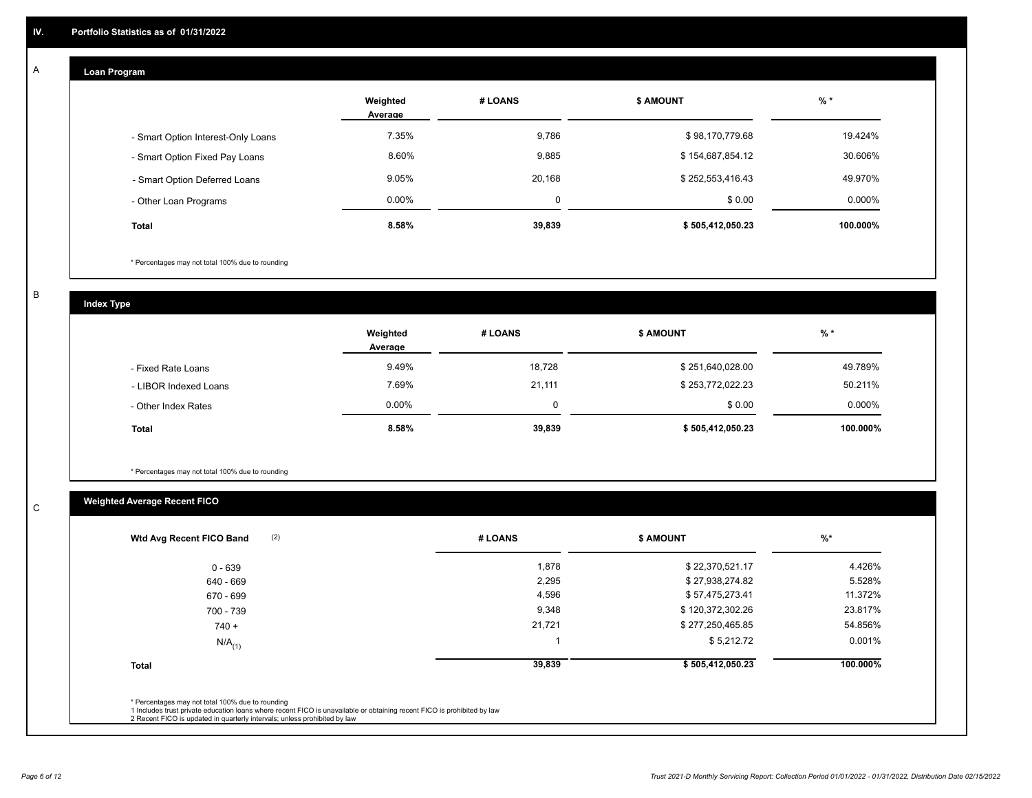## IV. Portfolio Statistics as of 01/31/2022

### A Loan Program

| | Weighted Average | # LOANS | $ AMOUNT | % * |
|---|---|---|---|---|
| - Smart Option Interest-Only Loans | 7.35% | 9,786 | $ 98,170,779.68 | 19.424% |
| - Smart Option Fixed Pay Loans | 8.60% | 9,885 | $ 154,687,854.12 | 30.606% |
| - Smart Option Deferred Loans | 9.05% | 20,168 | $ 252,553,416.43 | 49.970% |
| - Other Loan Programs | 0.00% | 0 | $ 0.00 | 0.000% |
| **Total** | **8.58%** | **39,839** | **$ 505,412,050.23** | **100.000%** |

* Percentages may not total 100% due to rounding

### B Index Type

| | Weighted Average | # LOANS | $ AMOUNT | % * |
|---|---|---|---|---|
| - Fixed Rate Loans | 9.49% | 18,728 | $ 251,640,028.00 | 49.789% |
| - LIBOR Indexed Loans | 7.69% | 21,111 | $ 253,772,022.23 | 50.211% |
| - Other Index Rates | 0.00% | 0 | $ 0.00 | 0.000% |
| **Total** | **8.58%** | **39,839** | **$ 505,412,050.23** | **100.000%** |

* Percentages may not total 100% due to rounding

### C Weighted Average Recent FICO

| Wtd Avg Recent FICO Band (2) | # LOANS | $ AMOUNT | %* |
|---|---|---|---|
| 0 - 639 | 1,878 | $ 22,370,521.17 | 4.426% |
| 640 - 669 | 2,295 | $ 27,938,274.82 | 5.528% |
| 670 - 699 | 4,596 | $ 57,475,273.41 | 11.372% |
| 700 - 739 | 9,348 | $ 120,372,302.26 | 23.817% |
| 740 + | 21,721 | $ 277,250,465.85 | 54.856% |
| N/A(1) | 1 | $ 5,212.72 | 0.001% |
| **Total** | **39,839** | **$ 505,412,050.23** | **100.000%** |

* Percentages may not total 100% due to rounding
1 Includes trust private education loans where recent FICO is unavailable or obtaining recent FICO is prohibited by law
2 Recent FICO is updated in quarterly intervals; unless prohibited by law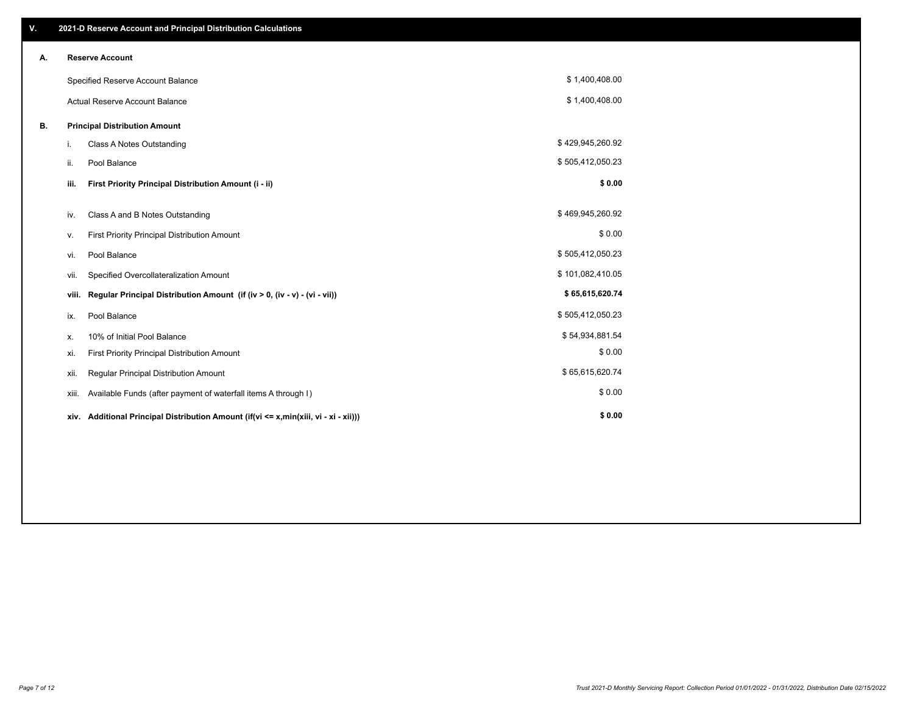## V. 2021-D Reserve Account and Principal Distribution Calculations

### A. Reserve Account

| | |
|---|---|
| Specified Reserve Account Balance | $ 1,400,408.00 |
| Actual Reserve Account Balance | $ 1,400,408.00 |

### B. Principal Distribution Amount

| | | |
|---|---|---|
| i. | Class A Notes Outstanding | $ 429,945,260.92 |
| ii. | Pool Balance | $ 505,412,050.23 |
| **iii.** | **First Priority Principal Distribution Amount (i - ii)** | **$ 0.00** |
| iv. | Class A and B Notes Outstanding | $ 469,945,260.92 |
| v. | First Priority Principal Distribution Amount | $ 0.00 |
| vi. | Pool Balance | $ 505,412,050.23 |
| vii. | Specified Overcollateralization Amount | $ 101,082,410.05 |
| **viii.** | **Regular Principal Distribution Amount (if (iv > 0, (iv - v) - (vi - vii))** | **$ 65,615,620.74** |
| ix. | Pool Balance | $ 505,412,050.23 |
| x. | 10% of Initial Pool Balance | $ 54,934,881.54 |
| xi. | First Priority Principal Distribution Amount | $ 0.00 |
| xii. | Regular Principal Distribution Amount | $ 65,615,620.74 |
| xiii. | Available Funds (after payment of waterfall items A through I) | $ 0.00 |
| **xiv.** | **Additional Principal Distribution Amount (if(vi <= x,min(xiii, vi - xi - xii)))** | **$ 0.00** |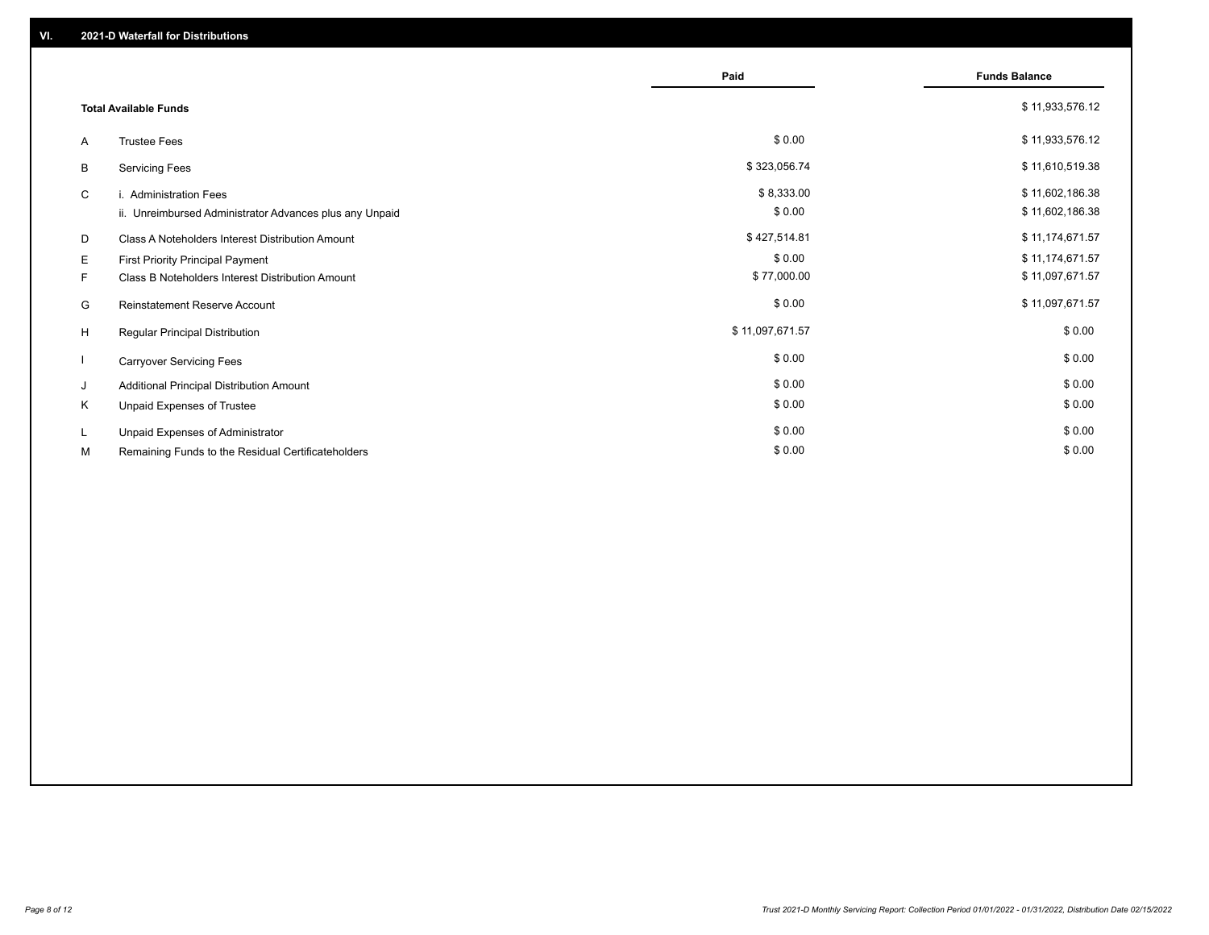## VI. 2021-D Waterfall for Distributions

| | | Paid | Funds Balance |
|---|---|---|---|
| | **Total Available Funds** | | $ 11,933,576.12 |
| A | Trustee Fees | $ 0.00 | $ 11,933,576.12 |
| B | Servicing Fees | $ 323,056.74 | $ 11,610,519.38 |
| C | i. Administration Fees | $ 8,333.00 | $ 11,602,186.38 |
| | ii. Unreimbursed Administrator Advances plus any Unpaid | $ 0.00 | $ 11,602,186.38 |
| D | Class A Noteholders Interest Distribution Amount | $ 427,514.81 | $ 11,174,671.57 |
| E | First Priority Principal Payment | $ 0.00 | $ 11,174,671.57 |
| F | Class B Noteholders Interest Distribution Amount | $ 77,000.00 | $ 11,097,671.57 |
| G | Reinstatement Reserve Account | $ 0.00 | $ 11,097,671.57 |
| H | Regular Principal Distribution | $ 11,097,671.57 | $ 0.00 |
| I | Carryover Servicing Fees | $ 0.00 | $ 0.00 |
| J | Additional Principal Distribution Amount | $ 0.00 | $ 0.00 |
| K | Unpaid Expenses of Trustee | $ 0.00 | $ 0.00 |
| L | Unpaid Expenses of Administrator | $ 0.00 | $ 0.00 |
| M | Remaining Funds to the Residual Certificateholders | $ 0.00 | $ 0.00 |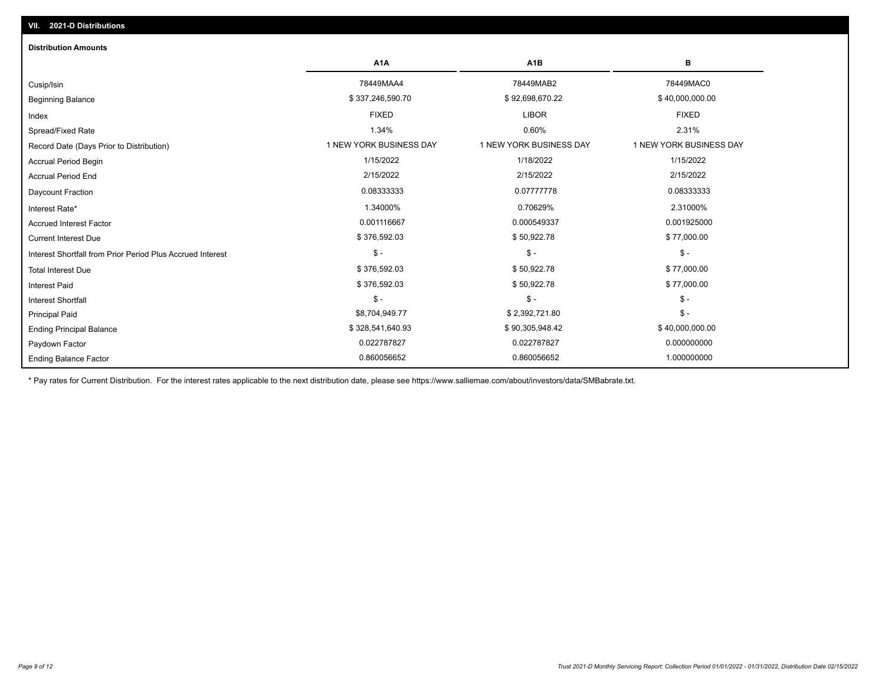## VII. 2021-D Distributions

### Distribution Amounts

| | A1A | A1B | B |
|---|---|---|---|
| Cusip/Isin | 78449MAA4 | 78449MAB2 | 78449MAC0 |
| Beginning Balance | $ 337,246,590.70 | $ 92,698,670.22 | $ 40,000,000.00 |
| Index | FIXED | LIBOR | FIXED |
| Spread/Fixed Rate | 1.34% | 0.60% | 2.31% |
| Record Date (Days Prior to Distribution) | 1 NEW YORK BUSINESS DAY | 1 NEW YORK BUSINESS DAY | 1 NEW YORK BUSINESS DAY |
| Accrual Period Begin | 1/15/2022 | 1/18/2022 | 1/15/2022 |
| Accrual Period End | 2/15/2022 | 2/15/2022 | 2/15/2022 |
| Daycount Fraction | 0.08333333 | 0.07777778 | 0.08333333 |
| Interest Rate* | 1.34000% | 0.70629% | 2.31000% |
| Accrued Interest Factor | 0.001116667 | 0.000549337 | 0.001925000 |
| Current Interest Due | $ 376,592.03 | $ 50,922.78 | $ 77,000.00 |
| Interest Shortfall from Prior Period Plus Accrued Interest | $ - | $ - | $ - |
| Total Interest Due | $ 376,592.03 | $ 50,922.78 | $ 77,000.00 |
| Interest Paid | $ 376,592.03 | $ 50,922.78 | $ 77,000.00 |
| Interest Shortfall | $ - | $ - | $ - |
| Principal Paid | $8,704,949.77 | $ 2,392,721.80 | $ - |
| Ending Principal Balance | $ 328,541,640.93 | $ 90,305,948.42 | $ 40,000,000.00 |
| Paydown Factor | 0.022787827 | 0.022787827 | 0.000000000 |
| Ending Balance Factor | 0.860056652 | 0.860056652 | 1.000000000 |

* Pay rates for Current Distribution. For the interest rates applicable to the next distribution date, please see https://www.salliemae.com/about/investors/data/SMBabrate.txt.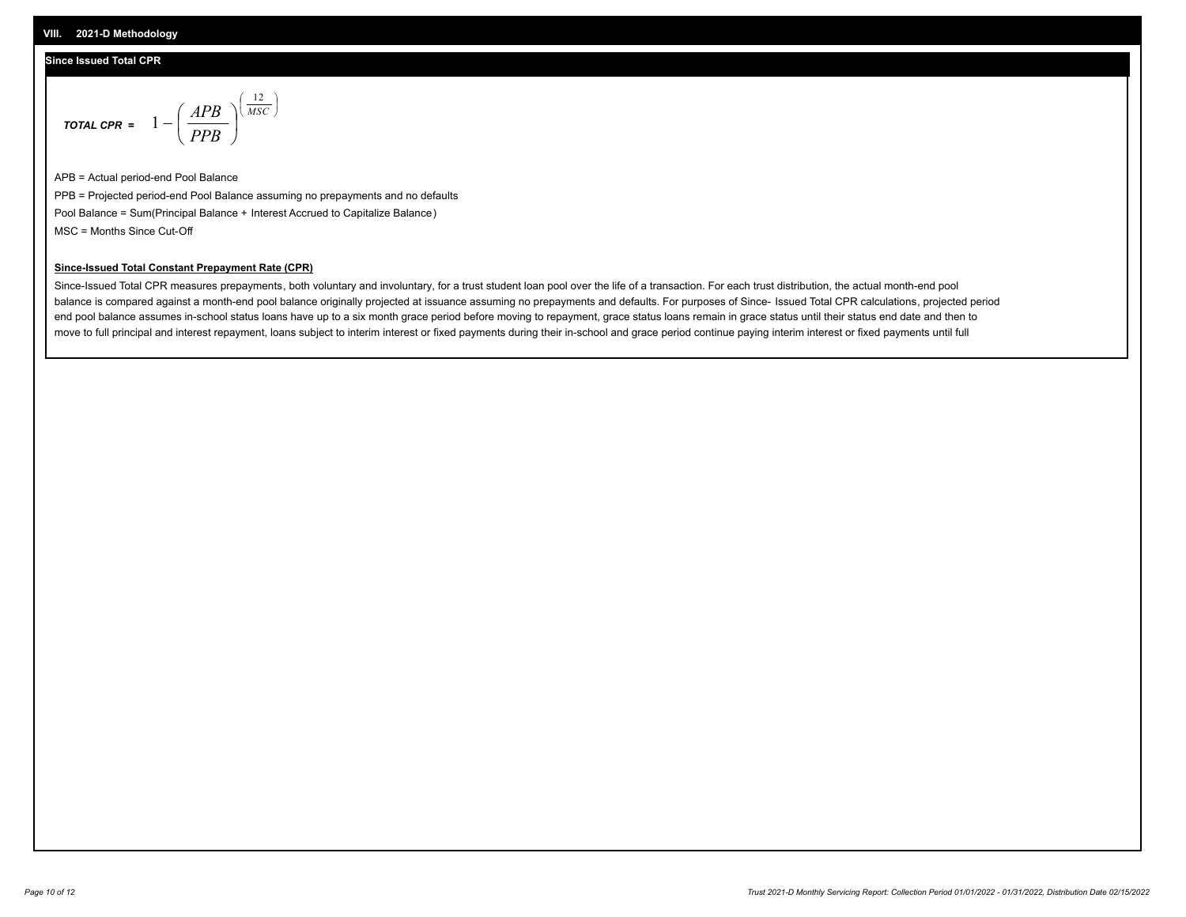## VIII. 2021-D Methodology

### Since Issued Total CPR

$$\textit{TOTAL CPR} = 1 - \left( \frac{APB}{PPB} \right)^{\left( \frac{12}{MSC} \right)}$$

APB = Actual period-end Pool Balance

PPB = Projected period-end Pool Balance assuming no prepayments and no defaults

Pool Balance = Sum(Principal Balance + Interest Accrued to Capitalize Balance)

MSC = Months Since Cut-Off

**Since-Issued Total Constant Prepayment Rate (CPR)**

Since-Issued Total CPR measures prepayments, both voluntary and involuntary, for a trust student loan pool over the life of a transaction. For each trust distribution, the actual month-end pool balance is compared against a month-end pool balance originally projected at issuance assuming no prepayments and defaults. For purposes of Since- Issued Total CPR calculations, projected period end pool balance assumes in-school status loans have up to a six month grace period before moving to repayment, grace status loans remain in grace status until their status end date and then to move to full principal and interest repayment, loans subject to interim interest or fixed payments during their in-school and grace period continue paying interim interest or fixed payments until full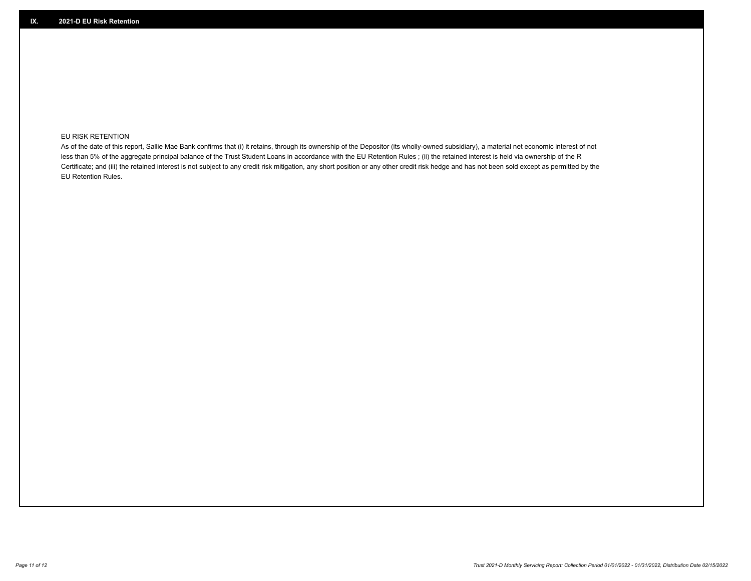## IX. 2021-D EU Risk Retention

<u>EU RISK RETENTION</u>

As of the date of this report, Sallie Mae Bank confirms that (i) it retains, through its ownership of the Depositor (its wholly-owned subsidiary), a material net economic interest of not less than 5% of the aggregate principal balance of the Trust Student Loans in accordance with the EU Retention Rules ; (ii) the retained interest is held via ownership of the R Certificate; and (iii) the retained interest is not subject to any credit risk mitigation, any short position or any other credit risk hedge and has not been sold except as permitted by the EU Retention Rules.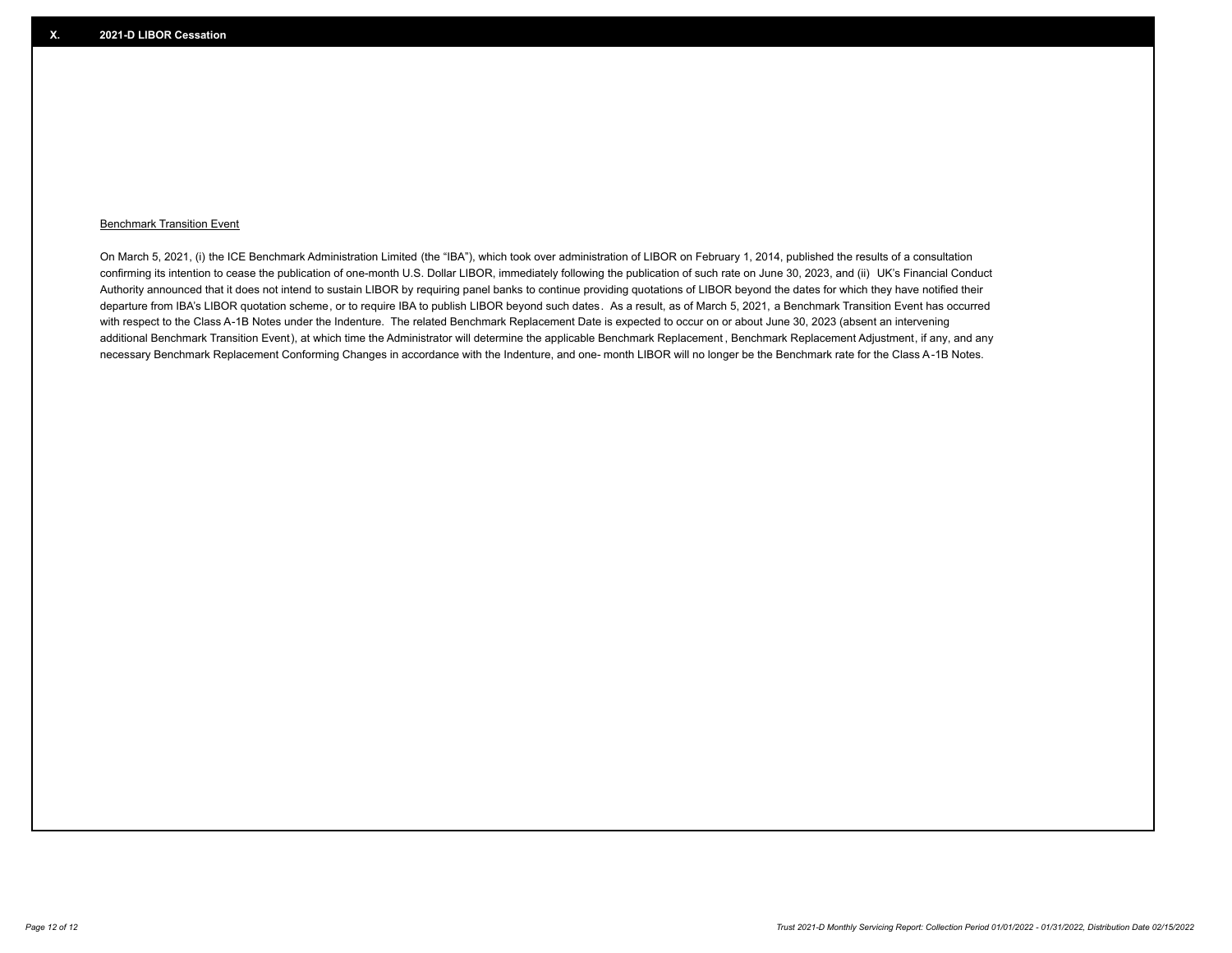## X. 2021-D LIBOR Cessation

Benchmark Transition Event

On March 5, 2021, (i) the ICE Benchmark Administration Limited (the "IBA"), which took over administration of LIBOR on February 1, 2014, published the results of a consultation confirming its intention to cease the publication of one-month U.S. Dollar LIBOR, immediately following the publication of such rate on June 30, 2023, and (ii) UK's Financial Conduct Authority announced that it does not intend to sustain LIBOR by requiring panel banks to continue providing quotations of LIBOR beyond the dates for which they have notified their departure from IBA's LIBOR quotation scheme, or to require IBA to publish LIBOR beyond such dates. As a result, as of March 5, 2021, a Benchmark Transition Event has occurred with respect to the Class A-1B Notes under the Indenture. The related Benchmark Replacement Date is expected to occur on or about June 30, 2023 (absent an intervening additional Benchmark Transition Event), at which time the Administrator will determine the applicable Benchmark Replacement, Benchmark Replacement Adjustment, if any, and any necessary Benchmark Replacement Conforming Changes in accordance with the Indenture, and one- month LIBOR will no longer be the Benchmark rate for the Class A-1B Notes.